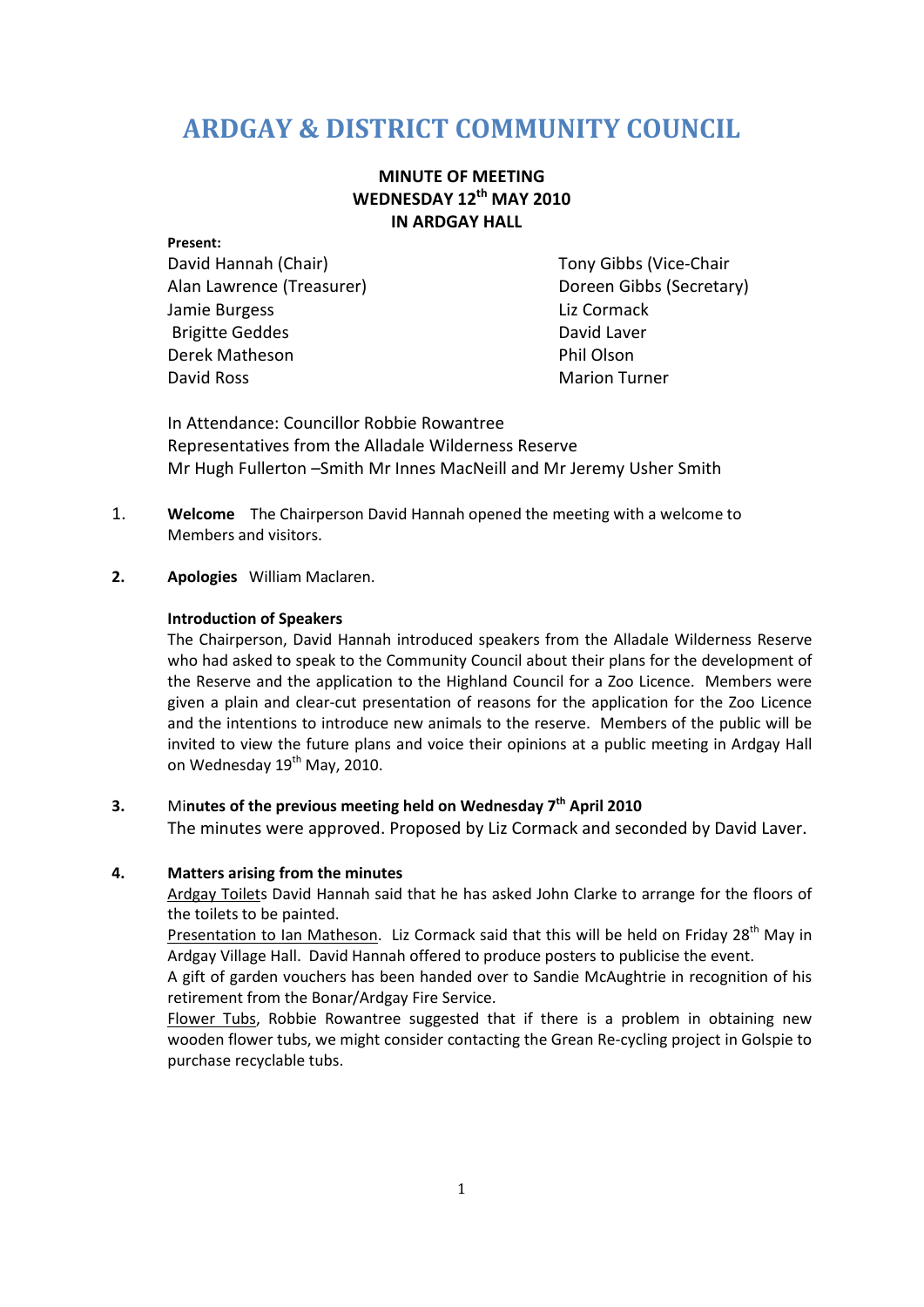# ARDGAY & DISTRICT COMMUNITY COUNCIL

**MINUTE OF MEETING**
**WEDNESDAY 12th MAY 2010**
**IN ARDGAY HALL**

**Present:**

| | |
|---|---|
| David Hannah (Chair) | Tony Gibbs (Vice-Chair |
| Alan Lawrence (Treasurer) | Doreen Gibbs (Secretary) |
| Jamie Burgess | Liz Cormack |
| Brigitte Geddes | David Laver |
| Derek Matheson | Phil Olson |
| David Ross | Marion Turner |

In Attendance: Councillor Robbie Rowantree
Representatives from the Alladale Wilderness Reserve
Mr Hugh Fullerton –Smith Mr Innes MacNeill and Mr Jeremy Usher Smith

1. **Welcome** The Chairperson David Hannah opened the meeting with a welcome to Members and visitors.

2. **Apologies** William Maclaren.

   **Introduction of Speakers**
   The Chairperson, David Hannah introduced speakers from the Alladale Wilderness Reserve who had asked to speak to the Community Council about their plans for the development of the Reserve and the application to the Highland Council for a Zoo Licence. Members were given a plain and clear-cut presentation of reasons for the application for the Zoo Licence and the intentions to introduce new animals to the reserve. Members of the public will be invited to view the future plans and voice their opinions at a public meeting in Ardgay Hall on Wednesday 19th May, 2010.

3. Mi**nutes of the previous meeting held on Wednesday 7th April 2010**
   The minutes were approved. Proposed by Liz Cormack and seconded by David Laver.

4. **Matters arising from the minutes**
   Ardgay Toilets David Hannah said that he has asked John Clarke to arrange for the floors of the toilets to be painted.
   Presentation to Ian Matheson. Liz Cormack said that this will be held on Friday 28th May in Ardgay Village Hall. David Hannah offered to produce posters to publicise the event.
   A gift of garden vouchers has been handed over to Sandie McAughtrie in recognition of his retirement from the Bonar/Ardgay Fire Service.
   Flower Tubs, Robbie Rowantree suggested that if there is a problem in obtaining new wooden flower tubs, we might consider contacting the Grean Re-cycling project in Golspie to purchase recyclable tubs.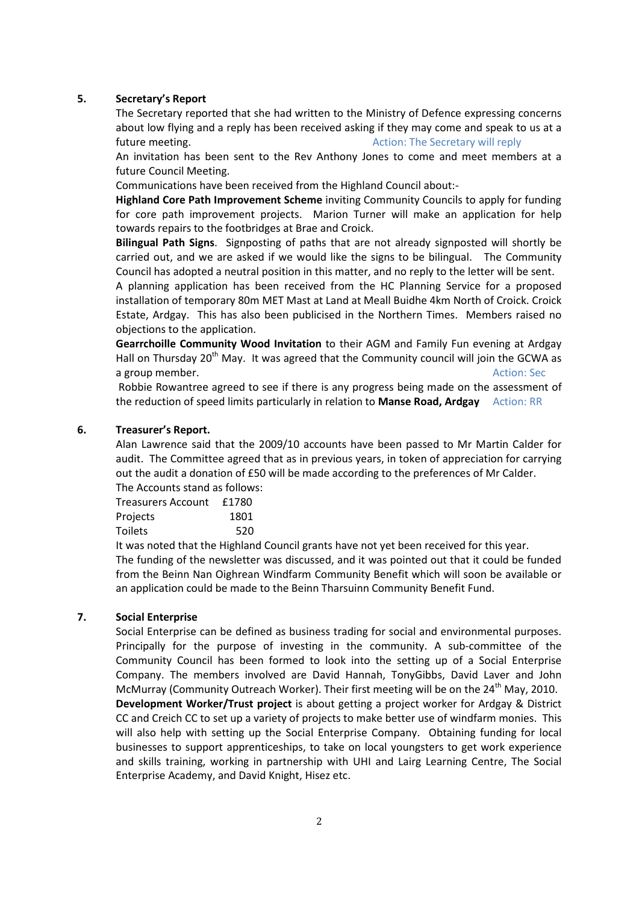5. **Secretary's Report**

The Secretary reported that she had written to the Ministry of Defence expressing concerns about low flying and a reply has been received asking if they may come and speak to us at a future meeting. Action: The Secretary will reply

An invitation has been sent to the Rev Anthony Jones to come and meet members at a future Council Meeting.

Communications have been received from the Highland Council about:-

**Highland Core Path Improvement Scheme** inviting Community Councils to apply for funding for core path improvement projects. Marion Turner will make an application for help towards repairs to the footbridges at Brae and Croick.

**Bilingual Path Signs**. Signposting of paths that are not already signposted will shortly be carried out, and we are asked if we would like the signs to be bilingual. The Community Council has adopted a neutral position in this matter, and no reply to the letter will be sent.

A planning application has been received from the HC Planning Service for a proposed installation of temporary 80m MET Mast at Land at Meall Buidhe 4km North of Croick. Croick Estate, Ardgay. This has also been publicised in the Northern Times. Members raised no objections to the application.

**Gearrchoille Community Wood Invitation** to their AGM and Family Fun evening at Ardgay Hall on Thursday 20th May. It was agreed that the Community council will join the GCWA as a group member. Action: Sec

Robbie Rowantree agreed to see if there is any progress being made on the assessment of the reduction of speed limits particularly in relation to **Manse Road, Ardgay** Action: RR

6. **Treasurer's Report.**

Alan Lawrence said that the 2009/10 accounts have been passed to Mr Martin Calder for audit. The Committee agreed that as in previous years, in token of appreciation for carrying out the audit a donation of £50 will be made according to the preferences of Mr Calder.

The Accounts stand as follows:

| | |
|---|---|
| Treasurers Account | £1780 |
| Projects | 1801 |
| Toilets | 520 |

It was noted that the Highland Council grants have not yet been received for this year.

The funding of the newsletter was discussed, and it was pointed out that it could be funded from the Beinn Nan Oighrean Windfarm Community Benefit which will soon be available or an application could be made to the Beinn Tharsuinn Community Benefit Fund.

7. **Social Enterprise**

Social Enterprise can be defined as business trading for social and environmental purposes. Principally for the purpose of investing in the community. A sub-committee of the Community Council has been formed to look into the setting up of a Social Enterprise Company. The members involved are David Hannah, TonyGibbs, David Laver and John McMurray (Community Outreach Worker). Their first meeting will be on the 24th May, 2010.

**Development Worker/Trust project** is about getting a project worker for Ardgay & District CC and Creich CC to set up a variety of projects to make better use of windfarm monies. This will also help with setting up the Social Enterprise Company. Obtaining funding for local businesses to support apprenticeships, to take on local youngsters to get work experience and skills training, working in partnership with UHI and Lairg Learning Centre, The Social Enterprise Academy, and David Knight, Hisez etc.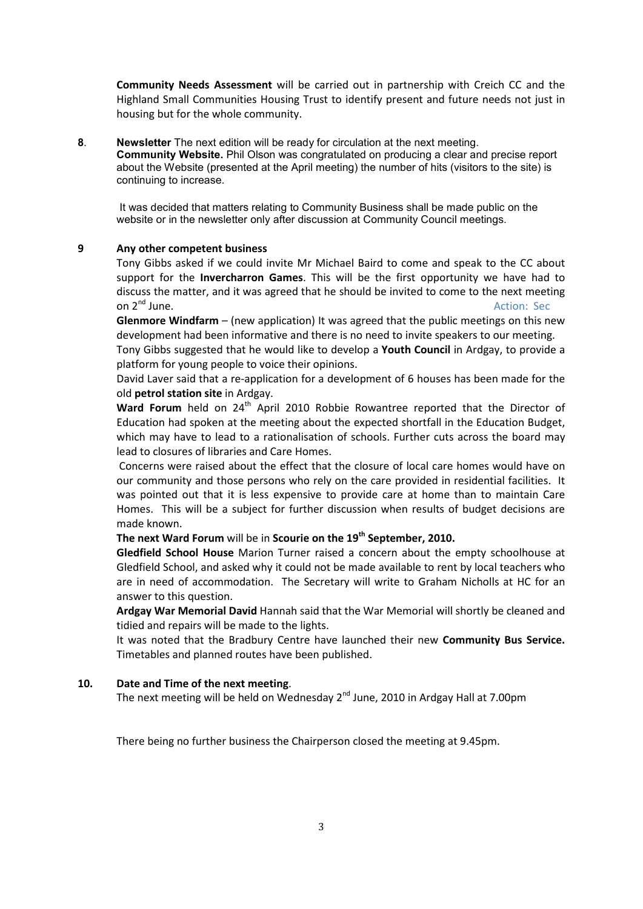**Community Needs Assessment** will be carried out in partnership with Creich CC and the Highland Small Communities Housing Trust to identify present and future needs not just in housing but for the whole community.

**8**. **Newsletter** The next edition will be ready for circulation at the next meeting.
**Community Website.** Phil Olson was congratulated on producing a clear and precise report about the Website (presented at the April meeting) the number of hits (visitors to the site) is continuing to increase.

It was decided that matters relating to Community Business shall be made public on the website or in the newsletter only after discussion at Community Council meetings.

**9 Any other competent business**

Tony Gibbs asked if we could invite Mr Michael Baird to come and speak to the CC about support for the **Invercharron Games**. This will be the first opportunity we have had to discuss the matter, and it was agreed that he should be invited to come to the next meeting on 2nd June. Action: Sec

**Glenmore Windfarm** – (new application) It was agreed that the public meetings on this new development had been informative and there is no need to invite speakers to our meeting.

Tony Gibbs suggested that he would like to develop a **Youth Council** in Ardgay, to provide a platform for young people to voice their opinions.

David Laver said that a re-application for a development of 6 houses has been made for the old **petrol station site** in Ardgay.

**Ward Forum** held on 24th April 2010 Robbie Rowantree reported that the Director of Education had spoken at the meeting about the expected shortfall in the Education Budget, which may have to lead to a rationalisation of schools. Further cuts across the board may lead to closures of libraries and Care Homes.

Concerns were raised about the effect that the closure of local care homes would have on our community and those persons who rely on the care provided in residential facilities. It was pointed out that it is less expensive to provide care at home than to maintain Care Homes. This will be a subject for further discussion when results of budget decisions are made known.

**The next Ward Forum** will be in **Scourie on the 19th September, 2010.**

**Gledfield School House** Marion Turner raised a concern about the empty schoolhouse at Gledfield School, and asked why it could not be made available to rent by local teachers who are in need of accommodation. The Secretary will write to Graham Nicholls at HC for an answer to this question.

**Ardgay War Memorial David** Hannah said that the War Memorial will shortly be cleaned and tidied and repairs will be made to the lights.

It was noted that the Bradbury Centre have launched their new **Community Bus Service.** Timetables and planned routes have been published.

**10. Date and Time of the next meeting**.

The next meeting will be held on Wednesday 2nd June, 2010 in Ardgay Hall at 7.00pm

There being no further business the Chairperson closed the meeting at 9.45pm.